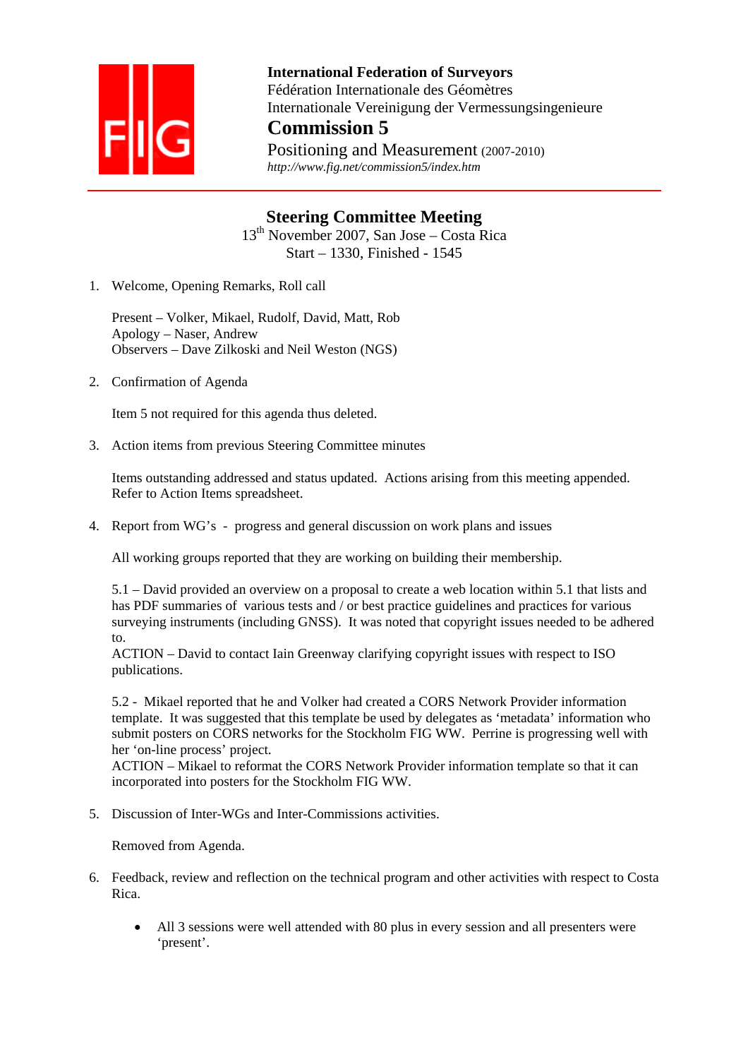**International Federation of Surveyors**
Fédération Internationale des Géomètres
Internationale Vereinigung der Vermessungsingenieure

# Commission 5

Positioning and Measurement (2007-2010)
*http://www.fig.net/commission5/index.htm*

---

## Steering Committee Meeting

13th November 2007, San Jose – Costa Rica
Start – 1330, Finished - 1545

1. Welcome, Opening Remarks, Roll call

   Present – Volker, Mikael, Rudolf, David, Matt, Rob
   Apology – Naser, Andrew
   Observers – Dave Zilkoski and Neil Weston (NGS)

2. Confirmation of Agenda

   Item 5 not required for this agenda thus deleted.

3. Action items from previous Steering Committee minutes

   Items outstanding addressed and status updated. Actions arising from this meeting appended. Refer to Action Items spreadsheet.

4. Report from WG's - progress and general discussion on work plans and issues

   All working groups reported that they are working on building their membership.

   5.1 – David provided an overview on a proposal to create a web location within 5.1 that lists and has PDF summaries of various tests and / or best practice guidelines and practices for various surveying instruments (including GNSS). It was noted that copyright issues needed to be adhered to.
   ACTION – David to contact Iain Greenway clarifying copyright issues with respect to ISO publications.

   5.2 - Mikael reported that he and Volker had created a CORS Network Provider information template. It was suggested that this template be used by delegates as 'metadata' information who submit posters on CORS networks for the Stockholm FIG WW. Perrine is progressing well with her 'on-line process' project.
   ACTION – Mikael to reformat the CORS Network Provider information template so that it can incorporated into posters for the Stockholm FIG WW.

5. Discussion of Inter-WGs and Inter-Commissions activities.

   Removed from Agenda.

6. Feedback, review and reflection on the technical program and other activities with respect to Costa Rica.

   - All 3 sessions were well attended with 80 plus in every session and all presenters were 'present'.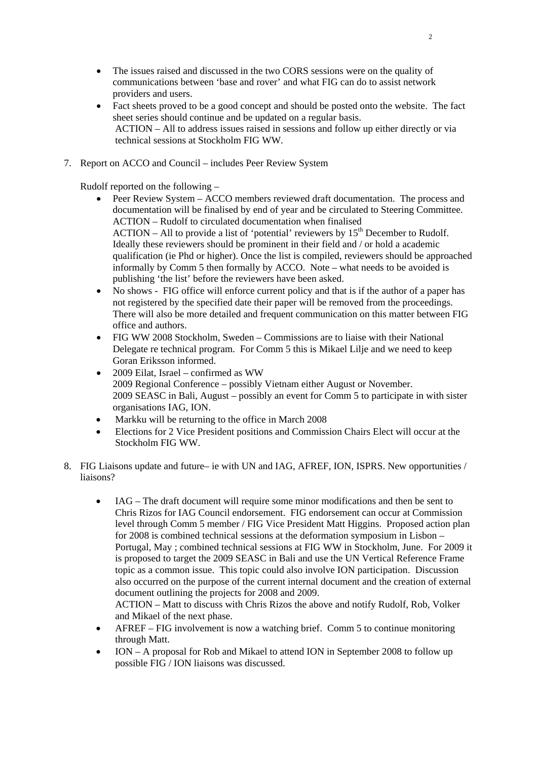- The issues raised and discussed in the two CORS sessions were on the quality of communications between 'base and rover' and what FIG can do to assist network providers and users.
- Fact sheets proved to be a good concept and should be posted onto the website. The fact sheet series should continue and be updated on a regular basis.
  ACTION – All to address issues raised in sessions and follow up either directly or via technical sessions at Stockholm FIG WW.

7. Report on ACCO and Council – includes Peer Review System

   Rudolf reported on the following –

   - Peer Review System – ACCO members reviewed draft documentation. The process and documentation will be finalised by end of year and be circulated to Steering Committee.
     ACTION – Rudolf to circulated documentation when finalised
     ACTION – All to provide a list of 'potential' reviewers by 15th December to Rudolf. Ideally these reviewers should be prominent in their field and / or hold a academic qualification (ie Phd or higher). Once the list is compiled, reviewers should be approached informally by Comm 5 then formally by ACCO. Note – what needs to be avoided is publishing 'the list' before the reviewers have been asked.
   - No shows - FIG office will enforce current policy and that is if the author of a paper has not registered by the specified date their paper will be removed from the proceedings. There will also be more detailed and frequent communication on this matter between FIG office and authors.
   - FIG WW 2008 Stockholm, Sweden – Commissions are to liaise with their National Delegate re technical program. For Comm 5 this is Mikael Lilje and we need to keep Goran Eriksson informed.
   - 2009 Eilat, Israel – confirmed as WW
     2009 Regional Conference – possibly Vietnam either August or November.
     2009 SEASC in Bali, August – possibly an event for Comm 5 to participate in with sister organisations IAG, ION.
   - Markku will be returning to the office in March 2008
   - Elections for 2 Vice President positions and Commission Chairs Elect will occur at the Stockholm FIG WW.

8. FIG Liaisons update and future– ie with UN and IAG, AFREF, ION, ISPRS. New opportunities / liaisons?

   - IAG – The draft document will require some minor modifications and then be sent to Chris Rizos for IAG Council endorsement. FIG endorsement can occur at Commission level through Comm 5 member / FIG Vice President Matt Higgins. Proposed action plan for 2008 is combined technical sessions at the deformation symposium in Lisbon – Portugal, May ; combined technical sessions at FIG WW in Stockholm, June. For 2009 it is proposed to target the 2009 SEASC in Bali and use the UN Vertical Reference Frame topic as a common issue. This topic could also involve ION participation. Discussion also occurred on the purpose of the current internal document and the creation of external document outlining the projects for 2008 and 2009.
     ACTION – Matt to discuss with Chris Rizos the above and notify Rudolf, Rob, Volker and Mikael of the next phase.
   - AFREF – FIG involvement is now a watching brief. Comm 5 to continue monitoring through Matt.
   - ION – A proposal for Rob and Mikael to attend ION in September 2008 to follow up possible FIG / ION liaisons was discussed.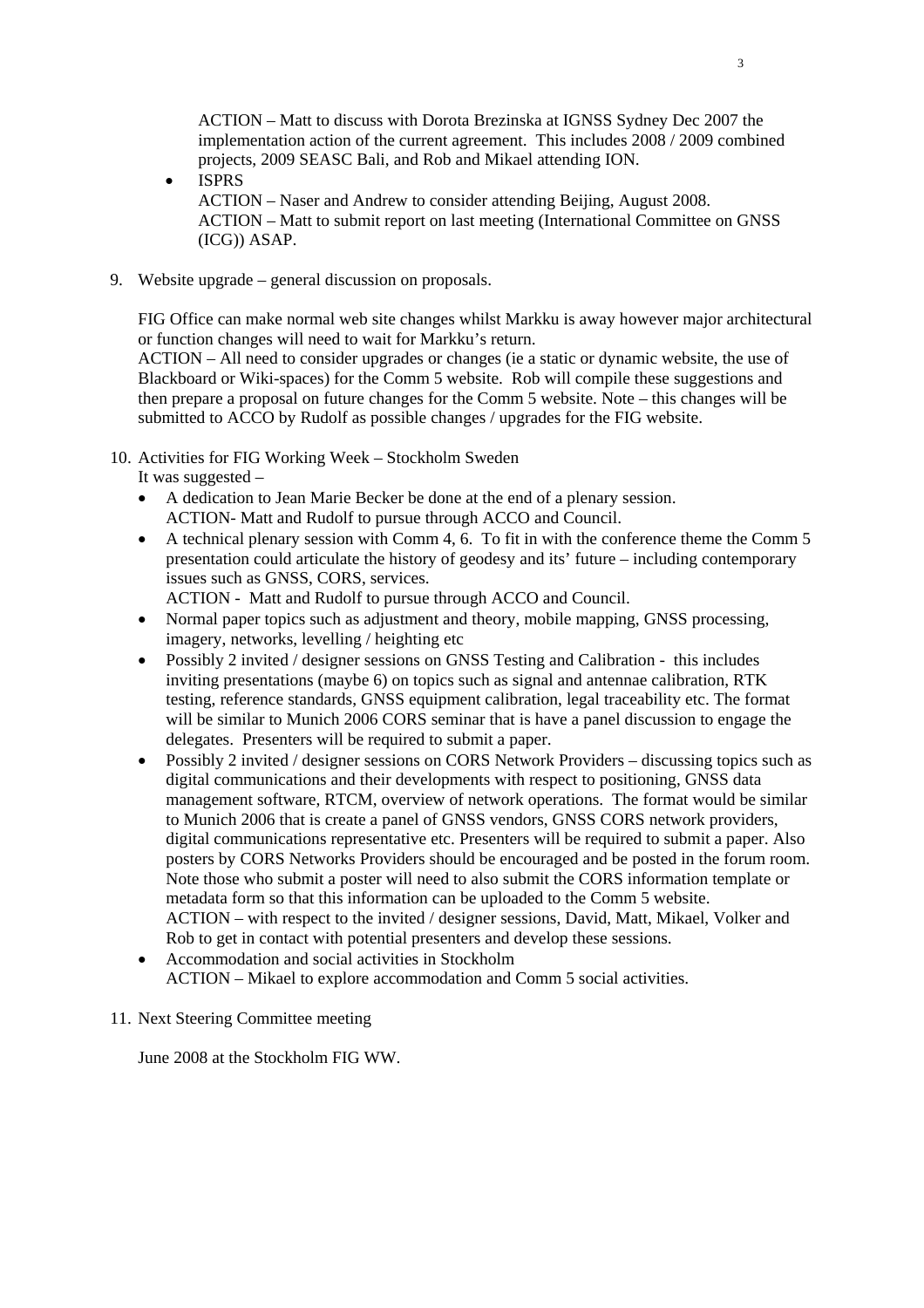ACTION – Matt to discuss with Dorota Brezinska at IGNSS Sydney Dec 2007 the implementation action of the current agreement. This includes 2008 / 2009 combined projects, 2009 SEASC Bali, and Rob and Mikael attending ION.

- ISPRS
  ACTION – Naser and Andrew to consider attending Beijing, August 2008.
  ACTION – Matt to submit report on last meeting (International Committee on GNSS (ICG)) ASAP.

9. Website upgrade – general discussion on proposals.

   FIG Office can make normal web site changes whilst Markku is away however major architectural or function changes will need to wait for Markku's return.
   ACTION – All need to consider upgrades or changes (ie a static or dynamic website, the use of Blackboard or Wiki-spaces) for the Comm 5 website. Rob will compile these suggestions and then prepare a proposal on future changes for the Comm 5 website. Note – this changes will be submitted to ACCO by Rudolf as possible changes / upgrades for the FIG website.

10. Activities for FIG Working Week – Stockholm Sweden
    It was suggested –
    - A dedication to Jean Marie Becker be done at the end of a plenary session.
      ACTION- Matt and Rudolf to pursue through ACCO and Council.
    - A technical plenary session with Comm 4, 6. To fit in with the conference theme the Comm 5 presentation could articulate the history of geodesy and its' future – including contemporary issues such as GNSS, CORS, services.
      ACTION - Matt and Rudolf to pursue through ACCO and Council.
    - Normal paper topics such as adjustment and theory, mobile mapping, GNSS processing, imagery, networks, levelling / heighting etc
    - Possibly 2 invited / designer sessions on GNSS Testing and Calibration - this includes inviting presentations (maybe 6) on topics such as signal and antennae calibration, RTK testing, reference standards, GNSS equipment calibration, legal traceability etc. The format will be similar to Munich 2006 CORS seminar that is have a panel discussion to engage the delegates. Presenters will be required to submit a paper.
    - Possibly 2 invited / designer sessions on CORS Network Providers – discussing topics such as digital communications and their developments with respect to positioning, GNSS data management software, RTCM, overview of network operations. The format would be similar to Munich 2006 that is create a panel of GNSS vendors, GNSS CORS network providers, digital communications representative etc. Presenters will be required to submit a paper. Also posters by CORS Networks Providers should be encouraged and be posted in the forum room. Note those who submit a poster will need to also submit the CORS information template or metadata form so that this information can be uploaded to the Comm 5 website.
      ACTION – with respect to the invited / designer sessions, David, Matt, Mikael, Volker and Rob to get in contact with potential presenters and develop these sessions.
    - Accommodation and social activities in Stockholm
      ACTION – Mikael to explore accommodation and Comm 5 social activities.

11. Next Steering Committee meeting

    June 2008 at the Stockholm FIG WW.